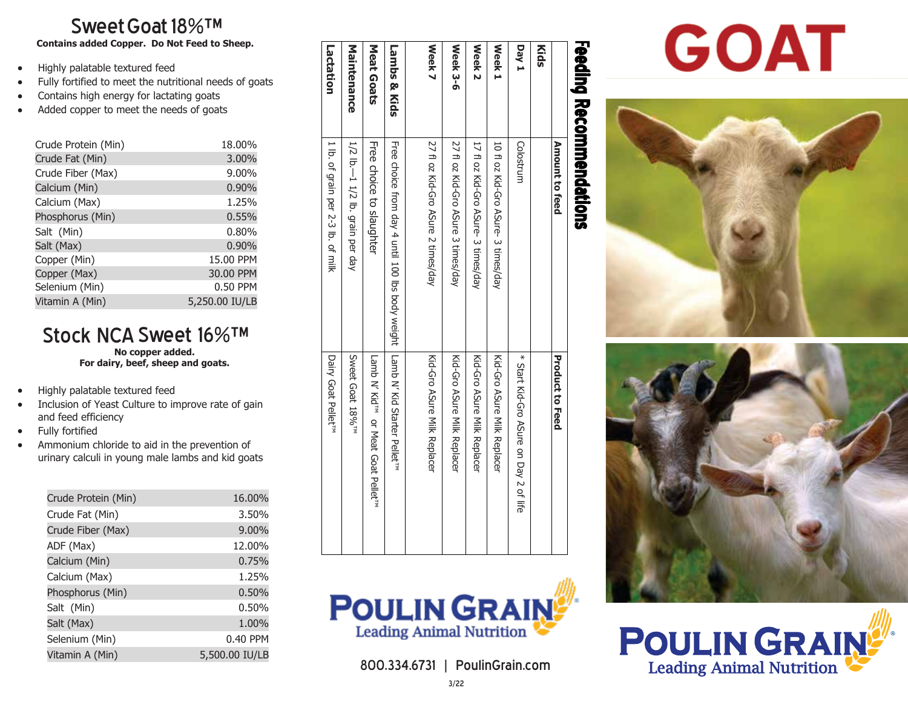# Sweet Goat 18%™

**Contains added Copper. Do Not Feed to Sheep.**

- Highly palatable textured feed
- Fully fortified to meet the nutritional needs of goats
- Contains high energy for lactating goats
- Added copper to meet the needs of goats

| | |
|---|---|
| Crude Protein (Min) | 18.00% |
| Crude Fat (Min) | 3.00% |
| Crude Fiber (Max) | 9.00% |
| Calcium (Min) | 0.90% |
| Calcium (Max) | 1.25% |
| Phosphorus (Min) | 0.55% |
| Salt (Min) | 0.80% |
| Salt (Max) | 0.90% |
| Copper (Min) | 15.00 PPM |
| Copper (Max) | 30.00 PPM |
| Selenium (Min) | 0.50 PPM |
| Vitamin A (Min) | 5,250.00 IU/LB |

# Stock NCA Sweet 16%™

**No copper added.**
**For dairy, beef, sheep and goats.**

- Highly palatable textured feed
- Inclusion of Yeast Culture to improve rate of gain and feed efficiency
- Fully fortified
- Ammonium chloride to aid in the prevention of urinary calculi in young male lambs and kid goats

| | |
|---|---|
| Crude Protein (Min) | 16.00% |
| Crude Fat (Min) | 3.50% |
| Crude Fiber (Max) | 9.00% |
| ADF (Max) | 12.00% |
| Calcium (Min) | 0.75% |
| Calcium (Max) | 1.25% |
| Phosphorus (Min) | 0.50% |
| Salt (Min) | 0.50% |
| Salt (Max) | 1.00% |
| Selenium (Min) | 0.40 PPM |
| Vitamin A (Min) | 5,500.00 IU/LB |

## Feeding Recommendations

| | Amount to feed | Product to Feed |
|---|---|---|
| **Kids** | | |
| **Day 1** | Colostrum | * Start Kid-Gro ASure on Day 2 of life |
| **Week 1** | 10 fl oz Kid-Gro ASure- 3 times/day | Kid-Gro ASure Milk Replacer |
| **Week 2** | 17 fl oz Kid-Gro ASure- 3 times/day | Kid-Gro ASure Milk Replacer |
| **Week 3-6** | 27 fl oz Kid-Gro ASure 3 times/day | Kid-Gro ASure Milk Replacer |
| **Week 7** | 27 fl oz Kid-Gro ASure 2 times/day | Kid-Gro ASure Milk Replacer |
| **Lambs & Kids** | Free choice from day 4 until 100 lbs body weight | Lamb N' Kid Starter Pellet™ |
| **Meat Goats** | Free choice to slaughter | Lamb N' Kid™ or Meat Goat Pellet™ |
| **Maintenance** | 1/2 lb.—1 1/2 lb. grain per day | Sweet Goat 18%™ |
| **Lactation** | 1 lb. of grain per 2-3 lb. of milk | Dairy Goat Pellet™ |

**POULIN GRAIN**
Leading Animal Nutrition

800.334.6731 | PoulinGrain.com

3/22

# GOAT

**POULIN GRAIN**
Leading Animal Nutrition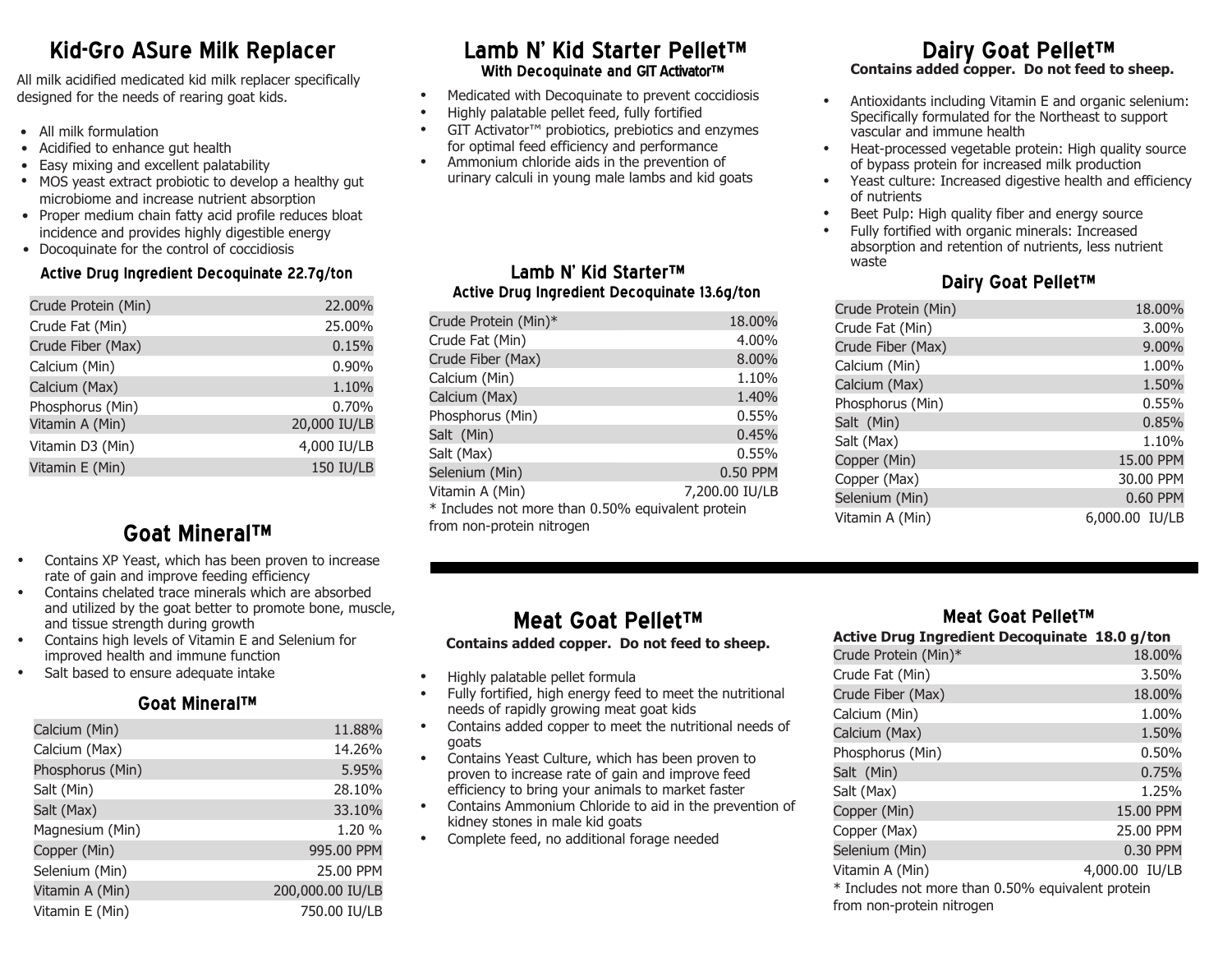## Kid-Gro ASure Milk Replacer

All milk acidified medicated kid milk replacer specifically designed for the needs of rearing goat kids.

- All milk formulation
- Acidified to enhance gut health
- Easy mixing and excellent palatability
- MOS yeast extract probiotic to develop a healthy gut microbiome and increase nutrient absorption
- Proper medium chain fatty acid profile reduces bloat incidence and provides highly digestible energy
- Docoquinate for the control of coccidiosis

### Active Drug Ingredient Decoquinate 22.7g/ton

| | |
|---|---|
| Crude Protein (Min) | 22.00% |
| Crude Fat (Min) | 25.00% |
| Crude Fiber (Max) | 0.15% |
| Calcium (Min) | 0.90% |
| Calcium (Max) | 1.10% |
| Phosphorus (Min) | 0.70% |
| Vitamin A (Min) | 20,000 IU/LB |
| Vitamin D3 (Min) | 4,000 IU/LB |
| Vitamin E (Min) | 150 IU/LB |

## Goat Mineral™

- Contains XP Yeast, which has been proven to increase rate of gain and improve feeding efficiency
- Contains chelated trace minerals which are absorbed and utilized by the goat better to promote bone, muscle, and tissue strength during growth
- Contains high levels of Vitamin E and Selenium for improved health and immune function
- Salt based to ensure adequate intake

### Goat Mineral™

| | |
|---|---|
| Calcium (Min) | 11.88% |
| Calcium (Max) | 14.26% |
| Phosphorus (Min) | 5.95% |
| Salt (Min) | 28.10% |
| Salt (Max) | 33.10% |
| Magnesium (Min) | 1.20 % |
| Copper (Min) | 995.00 PPM |
| Selenium (Min) | 25.00 PPM |
| Vitamin A (Min) | 200,000.00 IU/LB |
| Vitamin E (Min) | 750.00 IU/LB |

## Lamb N' Kid Starter Pellet™

**With Decoquinate and GIT Activator™**

- Medicated with Decoquinate to prevent coccidiosis
- Highly palatable pellet feed, fully fortified
- GIT Activator™ probiotics, prebiotics and enzymes for optimal feed efficiency and performance
- Ammonium chloride aids in the prevention of urinary calculi in young male lambs and kid goats

### Lamb N' Kid Starter™

**Active Drug Ingredient Decoquinate 13.6g/ton**

| | |
|---|---|
| Crude Protein (Min)* | 18.00% |
| Crude Fat (Min) | 4.00% |
| Crude Fiber (Max) | 8.00% |
| Calcium (Min) | 1.10% |
| Calcium (Max) | 1.40% |
| Phosphorus (Min) | 0.55% |
| Salt (Min) | 0.45% |
| Salt (Max) | 0.55% |
| Selenium (Min) | 0.50 PPM |
| Vitamin A (Min) | 7,200.00 IU/LB |

* Includes not more than 0.50% equivalent protein from non-protein nitrogen

## Dairy Goat Pellet™

**Contains added copper. Do not feed to sheep.**

- Antioxidants including Vitamin E and organic selenium: Specifically formulated for the Northeast to support vascular and immune health
- Heat-processed vegetable protein: High quality source of bypass protein for increased milk production
- Yeast culture: Increased digestive health and efficiency of nutrients
- Beet Pulp: High quality fiber and energy source
- Fully fortified with organic minerals: Increased absorption and retention of nutrients, less nutrient waste

### Dairy Goat Pellet™

| | |
|---|---|
| Crude Protein (Min) | 18.00% |
| Crude Fat (Min) | 3.00% |
| Crude Fiber (Max) | 9.00% |
| Calcium (Min) | 1.00% |
| Calcium (Max) | 1.50% |
| Phosphorus (Min) | 0.55% |
| Salt (Min) | 0.85% |
| Salt (Max) | 1.10% |
| Copper (Min) | 15.00 PPM |
| Copper (Max) | 30.00 PPM |
| Selenium (Min) | 0.60 PPM |
| Vitamin A (Min) | 6,000.00 IU/LB |

## Meat Goat Pellet™

**Contains added copper. Do not feed to sheep.**

- Highly palatable pellet formula
- Fully fortified, high energy feed to meet the nutritional needs of rapidly growing meat goat kids
- Contains added copper to meet the nutritional needs of goats
- Contains Yeast Culture, which has been proven to proven to increase rate of gain and improve feed efficiency to bring your animals to market faster
- Contains Ammonium Chloride to aid in the prevention of kidney stones in male kid goats
- Complete feed, no additional forage needed

### Meat Goat Pellet™

**Active Drug Ingredient Decoquinate 18.0 g/ton**

| | |
|---|---|
| Crude Protein (Min)* | 18.00% |
| Crude Fat (Min) | 3.50% |
| Crude Fiber (Max) | 18.00% |
| Calcium (Min) | 1.00% |
| Calcium (Max) | 1.50% |
| Phosphorus (Min) | 0.50% |
| Salt (Min) | 0.75% |
| Salt (Max) | 1.25% |
| Copper (Min) | 15.00 PPM |
| Copper (Max) | 25.00 PPM |
| Selenium (Min) | 0.30 PPM |
| Vitamin A (Min) | 4,000.00 IU/LB |

* Includes not more than 0.50% equivalent protein from non-protein nitrogen